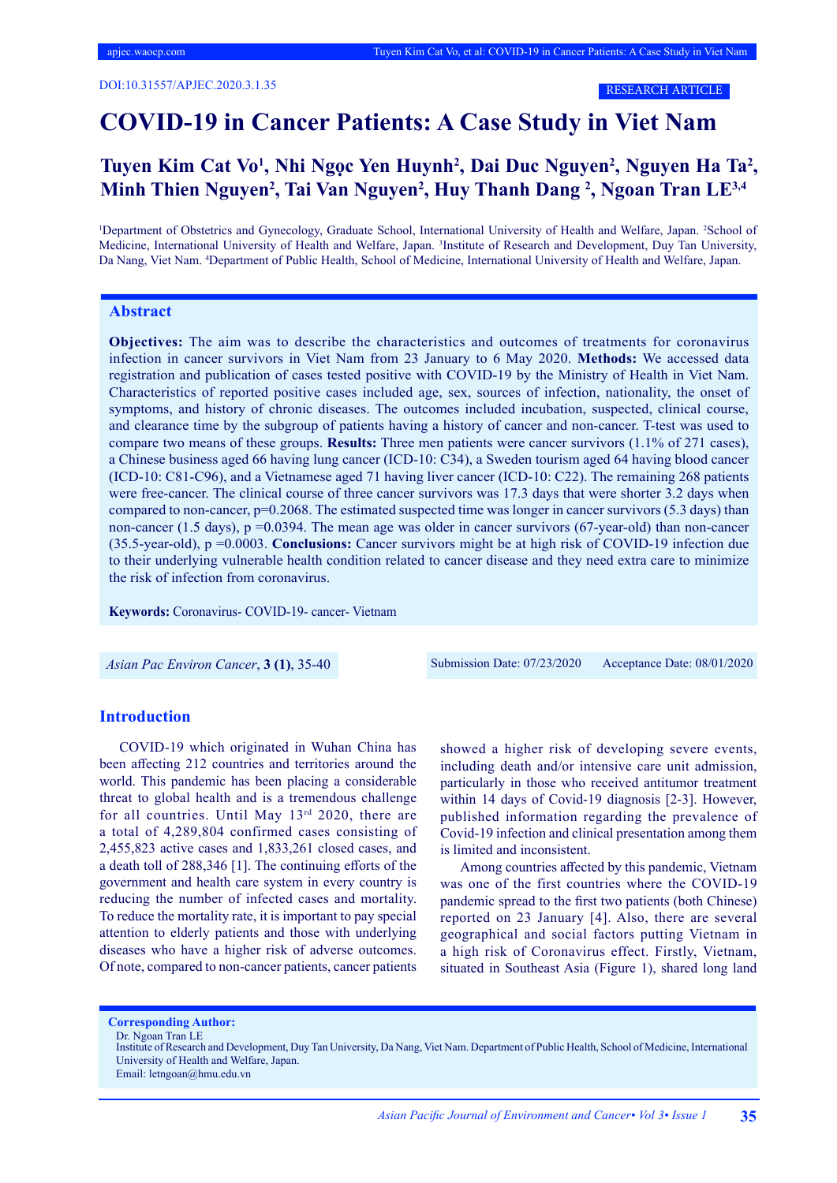DOI:10.31557/APJEC.2020.3.1.35

RESEARCH ARTICLE

# COVID-19 in Cancer Patients: A Case Study in Viet Nam

**Tuyen Kim Cat Vo[1], Nhi Ngọc Yen Huynh[2], Dai Duc Nguyen[2], Nguyen Ha Ta[2], Minh Thien Nguyen[2], Tai Van Nguyen[2], Huy Thanh Dang [2], Ngoan Tran LE[3,4]**

[1]Department of Obstetrics and Gynecology, Graduate School, International University of Health and Welfare, Japan. [2]School of Medicine, International University of Health and Welfare, Japan. [3]Institute of Research and Development, Duy Tan University, Da Nang, Viet Nam. [4]Department of Public Health, School of Medicine, International University of Health and Welfare, Japan.

## Abstract

**Objectives:** The aim was to describe the characteristics and outcomes of treatments for coronavirus infection in cancer survivors in Viet Nam from 23 January to 6 May 2020. **Methods:** We accessed data registration and publication of cases tested positive with COVID-19 by the Ministry of Health in Viet Nam. Characteristics of reported positive cases included age, sex, sources of infection, nationality, the onset of symptoms, and history of chronic diseases. The outcomes included incubation, suspected, clinical course, and clearance time by the subgroup of patients having a history of cancer and non-cancer. T-test was used to compare two means of these groups. **Results:** Three men patients were cancer survivors (1.1% of 271 cases), a Chinese business aged 66 having lung cancer (ICD-10: C34), a Sweden tourism aged 64 having blood cancer (ICD-10: C81-C96), and a Vietnamese aged 71 having liver cancer (ICD-10: C22). The remaining 268 patients were free-cancer. The clinical course of three cancer survivors was 17.3 days that were shorter 3.2 days when compared to non-cancer, p=0.2068. The estimated suspected time was longer in cancer survivors (5.3 days) than non-cancer (1.5 days), p =0.0394. The mean age was older in cancer survivors (67-year-old) than non-cancer (35.5-year-old), p =0.0003. **Conclusions:** Cancer survivors might be at high risk of COVID-19 infection due to their underlying vulnerable health condition related to cancer disease and they need extra care to minimize the risk of infection from coronavirus.

**Keywords:** Coronavirus- COVID-19- cancer- Vietnam

*Asian Pac Environ Cancer*, **3 (1)**, 35-40

Submission Date: 07/23/2020 Acceptance Date: 08/01/2020

## Introduction

COVID-19 which originated in Wuhan China has been affecting 212 countries and territories around the world. This pandemic has been placing a considerable threat to global health and is a tremendous challenge for all countries. Until May 13rd 2020, there are a total of 4,289,804 confirmed cases consisting of 2,455,823 active cases and 1,833,261 closed cases, and a death toll of 288,346 [1]. The continuing efforts of the government and health care system in every country is reducing the number of infected cases and mortality. To reduce the mortality rate, it is important to pay special attention to elderly patients and those with underlying diseases who have a higher risk of adverse outcomes. Of note, compared to non-cancer patients, cancer patients showed a higher risk of developing severe events, including death and/or intensive care unit admission, particularly in those who received antitumor treatment within 14 days of Covid-19 diagnosis [2-3]. However, published information regarding the prevalence of Covid-19 infection and clinical presentation among them is limited and inconsistent.

Among countries affected by this pandemic, Vietnam was one of the first countries where the COVID-19 pandemic spread to the first two patients (both Chinese) reported on 23 January [4]. Also, there are several geographical and social factors putting Vietnam in a high risk of Coronavirus effect. Firstly, Vietnam, situated in Southeast Asia (Figure 1), shared long land

**Corresponding Author:**
Dr. Ngoan Tran LE
Institute of Research and Development, Duy Tan University, Da Nang, Viet Nam. Department of Public Health, School of Medicine, International University of Health and Welfare, Japan.
Email: letngoan@hmu.edu.vn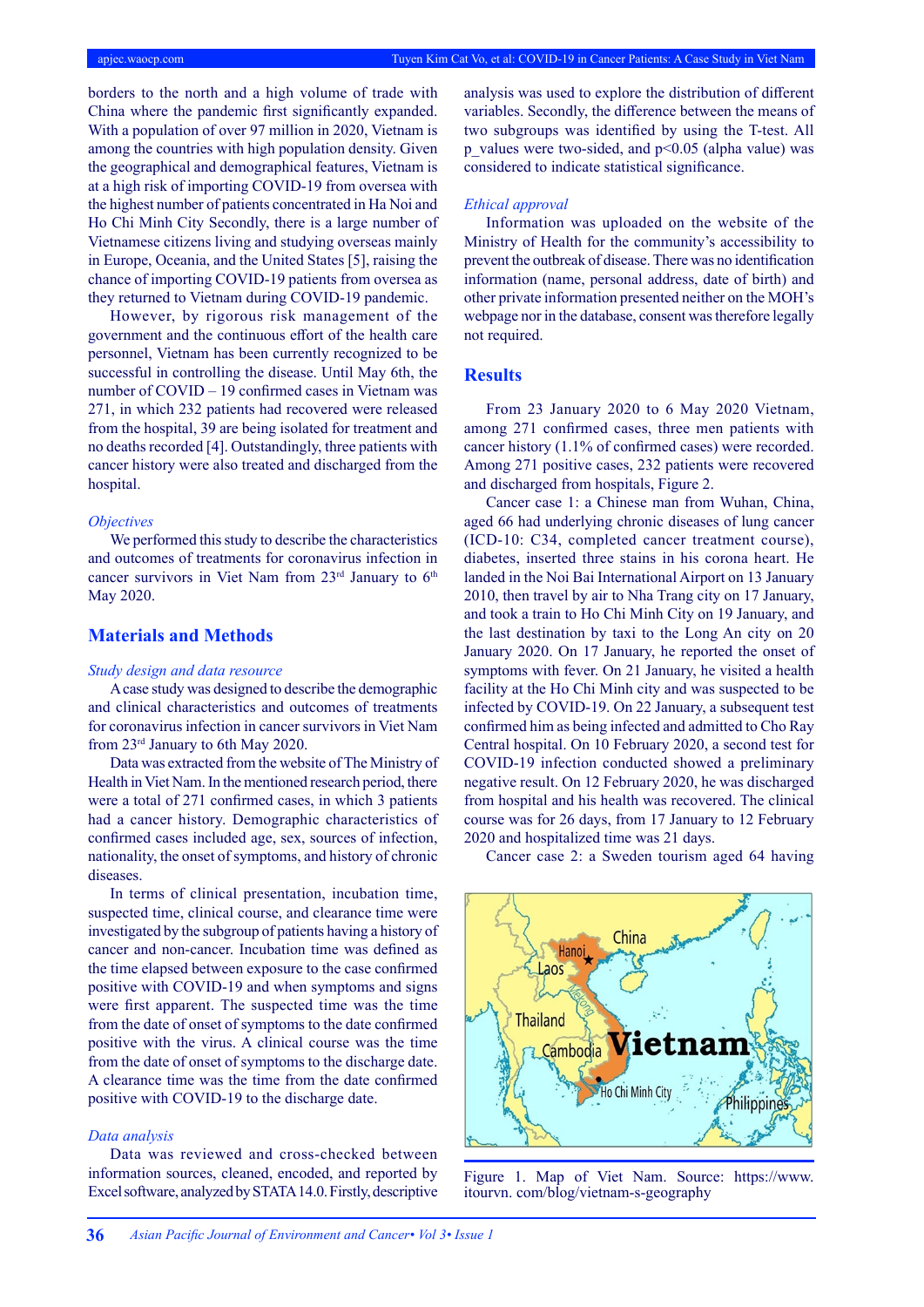borders to the north and a high volume of trade with China where the pandemic first significantly expanded. With a population of over 97 million in 2020, Vietnam is among the countries with high population density. Given the geographical and demographical features, Vietnam is at a high risk of importing COVID-19 from oversea with the highest number of patients concentrated in Ha Noi and Ho Chi Minh City Secondly, there is a large number of Vietnamese citizens living and studying overseas mainly in Europe, Oceania, and the United States [5], raising the chance of importing COVID-19 patients from oversea as they returned to Vietnam during COVID-19 pandemic.

However, by rigorous risk management of the government and the continuous effort of the health care personnel, Vietnam has been currently recognized to be successful in controlling the disease. Until May 6th, the number of COVID – 19 confirmed cases in Vietnam was 271, in which 232 patients had recovered were released from the hospital, 39 are being isolated for treatment and no deaths recorded [4]. Outstandingly, three patients with cancer history were also treated and discharged from the hospital.

*Objectives*

We performed this study to describe the characteristics and outcomes of treatments for coronavirus infection in cancer survivors in Viet Nam from 23rd January to 6th May 2020.

## Materials and Methods

*Study design and data resource*

A case study was designed to describe the demographic and clinical characteristics and outcomes of treatments for coronavirus infection in cancer survivors in Viet Nam from 23rd January to 6th May 2020.

Data was extracted from the website of The Ministry of Health in Viet Nam. In the mentioned research period, there were a total of 271 confirmed cases, in which 3 patients had a cancer history. Demographic characteristics of confirmed cases included age, sex, sources of infection, nationality, the onset of symptoms, and history of chronic diseases.

In terms of clinical presentation, incubation time, suspected time, clinical course, and clearance time were investigated by the subgroup of patients having a history of cancer and non-cancer. Incubation time was defined as the time elapsed between exposure to the case confirmed positive with COVID-19 and when symptoms and signs were first apparent. The suspected time was the time from the date of onset of symptoms to the date confirmed positive with the virus. A clinical course was the time from the date of onset of symptoms to the discharge date. A clearance time was the time from the date confirmed positive with COVID-19 to the discharge date.

*Data analysis*

Data was reviewed and cross-checked between information sources, cleaned, encoded, and reported by Excel software, analyzed by STATA 14.0. Firstly, descriptive analysis was used to explore the distribution of different variables. Secondly, the difference between the means of two subgroups was identified by using the T-test. All p_values were two-sided, and $p<0.05$ (alpha value) was considered to indicate statistical significance.

*Ethical approval*

Information was uploaded on the website of the Ministry of Health for the community's accessibility to prevent the outbreak of disease. There was no identification information (name, personal address, date of birth) and other private information presented neither on the MOH's webpage nor in the database, consent was therefore legally not required.

## Results

From 23 January 2020 to 6 May 2020 Vietnam, among 271 confirmed cases, three men patients with cancer history (1.1% of confirmed cases) were recorded. Among 271 positive cases, 232 patients were recovered and discharged from hospitals, Figure 2.

Cancer case 1: a Chinese man from Wuhan, China, aged 66 had underlying chronic diseases of lung cancer (ICD-10: C34, completed cancer treatment course), diabetes, inserted three stains in his corona heart. He landed in the Noi Bai International Airport on 13 January 2010, then travel by air to Nha Trang city on 17 January, and took a train to Ho Chi Minh City on 19 January, and the last destination by taxi to the Long An city on 20 January 2020. On 17 January, he reported the onset of symptoms with fever. On 21 January, he visited a health facility at the Ho Chi Minh city and was suspected to be infected by COVID-19. On 22 January, a subsequent test confirmed him as being infected and admitted to Cho Ray Central hospital. On 10 February 2020, a second test for COVID-19 infection conducted showed a preliminary negative result. On 12 February 2020, he was discharged from hospital and his health was recovered. The clinical course was for 26 days, from 17 January to 12 February 2020 and hospitalized time was 21 days.

Cancer case 2: a Sweden tourism aged 64 having

Figure 1. Map of Viet Nam. Source: https://www.itourvn.com/blog/vietnam-s-geography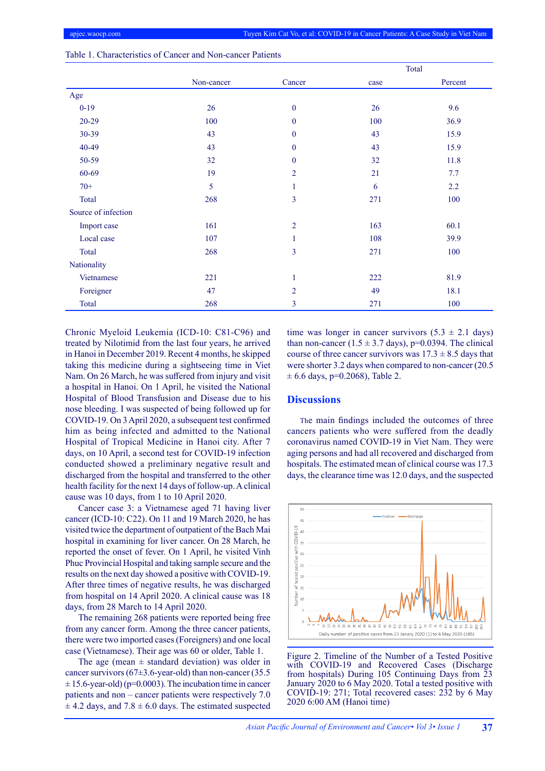Table 1. Characteristics of Cancer and Non-cancer Patients

| | Non-cancer | Cancer | Total case | Total Percent |
|---|---|---|---|---|
| Age | | | | |
| 0-19 | 26 | 0 | 26 | 9.6 |
| 20-29 | 100 | 0 | 100 | 36.9 |
| 30-39 | 43 | 0 | 43 | 15.9 |
| 40-49 | 43 | 0 | 43 | 15.9 |
| 50-59 | 32 | 0 | 32 | 11.8 |
| 60-69 | 19 | 2 | 21 | 7.7 |
| 70+ | 5 | 1 | 6 | 2.2 |
| Total | 268 | 3 | 271 | 100 |
| Source of infection | | | | |
| Import case | 161 | 2 | 163 | 60.1 |
| Local case | 107 | 1 | 108 | 39.9 |
| Total | 268 | 3 | 271 | 100 |
| Nationality | | | | |
| Vietnamese | 221 | 1 | 222 | 81.9 |
| Foreigner | 47 | 2 | 49 | 18.1 |
| Total | 268 | 3 | 271 | 100 |

Chronic Myeloid Leukemia (ICD-10: C81-C96) and treated by Nilotimid from the last four years, he arrived in Hanoi in December 2019. Recent 4 months, he skipped taking this medicine during a sightseeing time in Viet Nam. On 26 March, he was suffered from injury and visit a hospital in Hanoi. On 1 April, he visited the National Hospital of Blood Transfusion and Disease due to his nose bleeding. I was suspected of being followed up for COVID-19. On 3 April 2020, a subsequent test confirmed him as being infected and admitted to the National Hospital of Tropical Medicine in Hanoi city. After 7 days, on 10 April, a second test for COVID-19 infection conducted showed a preliminary negative result and discharged from the hospital and transferred to the other health facility for the next 14 days of follow-up. A clinical cause was 10 days, from 1 to 10 April 2020.

Cancer case 3: a Vietnamese aged 71 having liver cancer (ICD-10: C22). On 11 and 19 March 2020, he has visited twice the department of outpatient of the Bach Mai hospital in examining for liver cancer. On 28 March, he reported the onset of fever. On 1 April, he visited Vinh Phuc Provincial Hospital and taking sample secure and the results on the next day showed a positive with COVID-19. After three times of negative results, he was discharged from hospital on 14 April 2020. A clinical cause was 18 days, from 28 March to 14 April 2020.

The remaining 268 patients were reported being free from any cancer form. Among the three cancer patients, there were two imported cases (Foreigners) and one local case (Vietnamese). Their age was 60 or older, Table 1.

The age (mean ± standard deviation) was older in cancer survivors (67±3.6-year-old) than non-cancer (35.5 ± 15.6-year-old) ($p=0.0003$). The incubation time in cancer patients and non – cancer patients were respectively 7.0 ± 4.2 days, and 7.8 ± 6.0 days. The estimated suspected time was longer in cancer survivors (5.3 ± 2.1 days) than non-cancer (1.5 ± 3.7 days), $p=0.0394$. The clinical course of three cancer survivors was 17.3 ± 8.5 days that were shorter 3.2 days when compared to non-cancer (20.5 ± 6.6 days, $p=0.2068$), Table 2.

## Discussions

The main findings included the outcomes of three cancers patients who were suffered from the deadly coronavirus named COVID-19 in Viet Nam. They were aging persons and had all recovered and discharged from hospitals. The estimated mean of clinical course was 17.3 days, the clearance time was 12.0 days, and the suspected

Figure 2. Timeline of the Number of a Tested Positive with COVID-19 and Recovered Cases (Discharge from hospitals) During 105 Continuing Days from 23 January 2020 to 6 May 2020. Total a tested positive with COVID-19: 271; Total recovered cases: 232 by 6 May 2020 6:00 AM (Hanoi time)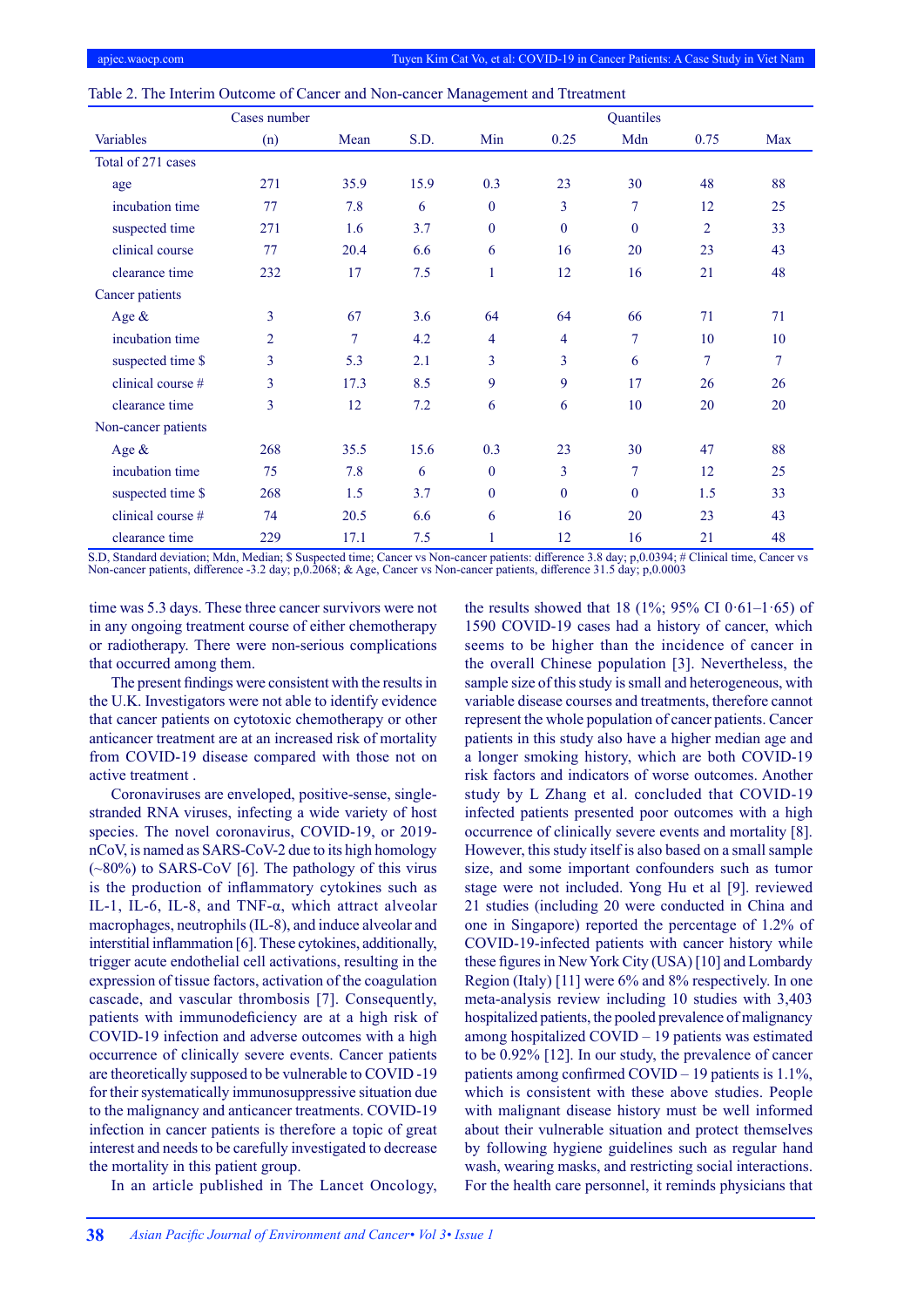Table 2. The Interim Outcome of Cancer and Non-cancer Management and Ttreatment

| Variables | Cases number (n) | Mean | S.D. | Min | Quantiles 0.25 | Mdn | 0.75 | Max |
|---|---|---|---|---|---|---|---|---|
| Total of 271 cases | | | | | | | | |
| age | 271 | 35.9 | 15.9 | 0.3 | 23 | 30 | 48 | 88 |
| incubation time | 77 | 7.8 | 6 | 0 | 3 | 7 | 12 | 25 |
| suspected time | 271 | 1.6 | 3.7 | 0 | 0 | 0 | 2 | 33 |
| clinical course | 77 | 20.4 | 6.6 | 6 | 16 | 20 | 23 | 43 |
| clearance time | 232 | 17 | 7.5 | 1 | 12 | 16 | 21 | 48 |
| Cancer patients | | | | | | | | |
| Age & | 3 | 67 | 3.6 | 64 | 64 | 66 | 71 | 71 |
| incubation time | 2 | 7 | 4.2 | 4 | 4 | 7 | 10 | 10 |
| suspected time $ | 3 | 5.3 | 2.1 | 3 | 3 | 6 | 7 | 7 |
| clinical course # | 3 | 17.3 | 8.5 | 9 | 9 | 17 | 26 | 26 |
| clearance time | 3 | 12 | 7.2 | 6 | 6 | 10 | 20 | 20 |
| Non-cancer patients | | | | | | | | |
| Age & | 268 | 35.5 | 15.6 | 0.3 | 23 | 30 | 47 | 88 |
| incubation time | 75 | 7.8 | 6 | 0 | 3 | 7 | 12 | 25 |
| suspected time $ | 268 | 1.5 | 3.7 | 0 | 0 | 0 | 1.5 | 33 |
| clinical course # | 74 | 20.5 | 6.6 | 6 | 16 | 20 | 23 | 43 |
| clearance time | 229 | 17.1 | 7.5 | 1 | 12 | 16 | 21 | 48 |

S.D, Standard deviation; Mdn, Median; $ Suspected time; Cancer vs Non-cancer patients: difference 3.8 day; p,0.0394; # Clinical time, Cancer vs Non-cancer patients, difference -3.2 day; p,0.2068; & Age, Cancer vs Non-cancer patients, difference 31.5 day; p,0.0003

time was 5.3 days. These three cancer survivors were not in any ongoing treatment course of either chemotherapy or radiotherapy. There were non-serious complications that occurred among them.

The present findings were consistent with the results in the U.K. Investigators were not able to identify evidence that cancer patients on cytotoxic chemotherapy or other anticancer treatment are at an increased risk of mortality from COVID-19 disease compared with those not on active treatment .

Coronaviruses are enveloped, positive-sense, single-stranded RNA viruses, infecting a wide variety of host species. The novel coronavirus, COVID-19, or 2019-nCoV, is named as SARS-CoV-2 due to its high homology (~80%) to SARS-CoV [6]. The pathology of this virus is the production of inflammatory cytokines such as IL-1, IL-6, IL-8, and TNF-α, which attract alveolar macrophages, neutrophils (IL-8), and induce alveolar and interstitial inflammation [6]. These cytokines, additionally, trigger acute endothelial cell activations, resulting in the expression of tissue factors, activation of the coagulation cascade, and vascular thrombosis [7]. Consequently, patients with immunodeficiency are at a high risk of COVID-19 infection and adverse outcomes with a high occurrence of clinically severe events. Cancer patients are theoretically supposed to be vulnerable to COVID -19 for their systematically immunosuppressive situation due to the malignancy and anticancer treatments. COVID-19 infection in cancer patients is therefore a topic of great interest and needs to be carefully investigated to decrease the mortality in this patient group.

In an article published in The Lancet Oncology, the results showed that 18 (1%; 95% CI 0·61–1·65) of 1590 COVID-19 cases had a history of cancer, which seems to be higher than the incidence of cancer in the overall Chinese population [3]. Nevertheless, the sample size of this study is small and heterogeneous, with variable disease courses and treatments, therefore cannot represent the whole population of cancer patients. Cancer patients in this study also have a higher median age and a longer smoking history, which are both COVID-19 risk factors and indicators of worse outcomes. Another study by L Zhang et al. concluded that COVID-19 infected patients presented poor outcomes with a high occurrence of clinically severe events and mortality [8]. However, this study itself is also based on a small sample size, and some important confounders such as tumor stage were not included. Yong Hu et al [9]. reviewed 21 studies (including 20 were conducted in China and one in Singapore) reported the percentage of 1.2% of COVID-19-infected patients with cancer history while these figures in New York City (USA) [10] and Lombardy Region (Italy) [11] were 6% and 8% respectively. In one meta-analysis review including 10 studies with 3,403 hospitalized patients, the pooled prevalence of malignancy among hospitalized COVID – 19 patients was estimated to be 0.92% [12]. In our study, the prevalence of cancer patients among confirmed COVID – 19 patients is 1.1%, which is consistent with these above studies. People with malignant disease history must be well informed about their vulnerable situation and protect themselves by following hygiene guidelines such as regular hand wash, wearing masks, and restricting social interactions. For the health care personnel, it reminds physicians that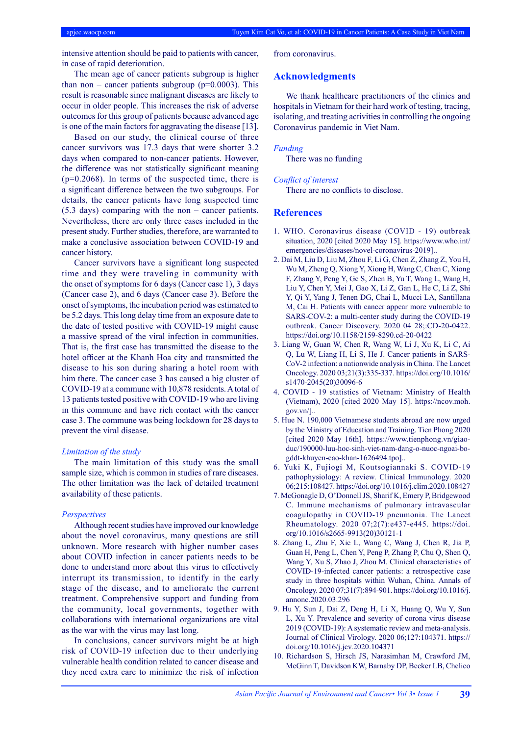intensive attention should be paid to patients with cancer, in case of rapid deterioration.

The mean age of cancer patients subgroup is higher than non – cancer patients subgroup (p=0.0003). This result is reasonable since malignant diseases are likely to occur in older people. This increases the risk of adverse outcomes for this group of patients because advanced age is one of the main factors for aggravating the disease [13].

Based on our study, the clinical course of three cancer survivors was 17.3 days that were shorter 3.2 days when compared to non-cancer patients. However, the difference was not statistically significant meaning (p=0.2068). In terms of the suspected time, there is a significant difference between the two subgroups. For details, the cancer patients have long suspected time (5.3 days) comparing with the non – cancer patients. Nevertheless, there are only three cases included in the present study. Further studies, therefore, are warranted to make a conclusive association between COVID-19 and cancer history.

Cancer survivors have a significant long suspected time and they were traveling in community with the onset of symptoms for 6 days (Cancer case 1), 3 days (Cancer case 2), and 6 days (Cancer case 3). Before the onset of symptoms, the incubation period was estimated to be 5.2 days. This long delay time from an exposure date to the date of tested positive with COVID-19 might cause a massive spread of the viral infection in communities. That is, the first case has transmitted the disease to the hotel officer at the Khanh Hoa city and transmitted the disease to his son during sharing a hotel room with him there. The cancer case 3 has caused a big cluster of COVID-19 at a commune with 10,878 residents. A total of 13 patients tested positive with COVID-19 who are living in this commune and have rich contact with the cancer case 3. The commune was being lockdown for 28 days to prevent the viral disease.

*Limitation of the study*

The main limitation of this study was the small sample size, which is common in studies of rare diseases. The other limitation was the lack of detailed treatment availability of these patients.

*Perspectives*

Although recent studies have improved our knowledge about the novel coronavirus, many questions are still unknown. More research with higher number cases about COVID infection in cancer patients needs to be done to understand more about this virus to effectively interrupt its transmission, to identify in the early stage of the disease, and to ameliorate the current treatment. Comprehensive support and funding from the community, local governments, together with collaborations with international organizations are vital as the war with the virus may last long.

In conclusions, cancer survivors might be at high risk of COVID-19 infection due to their underlying vulnerable health condition related to cancer disease and they need extra care to minimize the risk of infection from coronavirus.

## Acknowledgments

We thank healthcare practitioners of the clinics and hospitals in Vietnam for their hard work of testing, tracing, isolating, and treating activities in controlling the ongoing Coronavirus pandemic in Viet Nam.

*Funding*

There was no funding

*Conflict of interest*

There are no conflicts to disclose.

## References

1. WHO. Coronavirus disease (COVID - 19) outbreak situation, 2020 [cited 2020 May 15]. https://www.who.int/emergencies/diseases/novel-coronavirus-2019]..
2. Dai M, Liu D, Liu M, Zhou F, Li G, Chen Z, Zhang Z, You H, Wu M, Zheng Q, Xiong Y, Xiong H, Wang C, Chen C, Xiong F, Zhang Y, Peng Y, Ge S, Zhen B, Yu T, Wang L, Wang H, Liu Y, Chen Y, Mei J, Gao X, Li Z, Gan L, He C, Li Z, Shi Y, Qi Y, Yang J, Tenen DG, Chai L, Mucci LA, Santillana M, Cai H. Patients with cancer appear more vulnerable to SARS-COV-2: a multi-center study during the COVID-19 outbreak. Cancer Discovery. 2020 04 28;:CD-20-0422. https://doi.org/10.1158/2159-8290.cd-20-0422
3. Liang W, Guan W, Chen R, Wang W, Li J, Xu K, Li C, Ai Q, Lu W, Liang H, Li S, He J. Cancer patients in SARS-CoV-2 infection: a nationwide analysis in China. The Lancet Oncology. 2020 03;21(3):335-337. https://doi.org/10.1016/s1470-2045(20)30096-6
4. COVID - 19 statistics of Vietnam: Ministry of Health (Vietnam), 2020 [cited 2020 May 15]. https://ncov.moh.gov.vn/]..
5. Hue N. 190,000 Vietnamese students abroad are now urged by the Ministry of Education and Training. Tien Phong 2020 [cited 2020 May 16th]. https://www.tienphong.vn/giao-duc/190000-luu-hoc-sinh-viet-nam-dang-o-nuoc-ngoai-bo-gddt-khuyen-cao-khan-1626494.tpo]..
6. Yuki K, Fujiogi M, Koutsogiannaki S. COVID-19 pathophysiology: A review. Clinical Immunology. 2020 06;215:108427. https://doi.org/10.1016/j.clim.2020.108427
7. McGonagle D, O'Donnell JS, Sharif K, Emery P, Bridgewood C. Immune mechanisms of pulmonary intravascular coagulopathy in COVID-19 pneumonia. The Lancet Rheumatology. 2020 07;2(7):e437-e445. https://doi.org/10.1016/s2665-9913(20)30121-1
8. Zhang L, Zhu F, Xie L, Wang C, Wang J, Chen R, Jia P, Guan H, Peng L, Chen Y, Peng P, Zhang P, Chu Q, Shen Q, Wang Y, Xu S, Zhao J, Zhou M. Clinical characteristics of COVID-19-infected cancer patients: a retrospective case study in three hospitals within Wuhan, China. Annals of Oncology. 2020 07;31(7):894-901. https://doi.org/10.1016/j.annonc.2020.03.296
9. Hu Y, Sun J, Dai Z, Deng H, Li X, Huang Q, Wu Y, Sun L, Xu Y. Prevalence and severity of corona virus disease 2019 (COVID-19): A systematic review and meta-analysis. Journal of Clinical Virology. 2020 06;127:104371. https://doi.org/10.1016/j.jcv.2020.104371
10. Richardson S, Hirsch JS, Narasimhan M, Crawford JM, McGinn T, Davidson KW, Barnaby DP, Becker LB, Chelico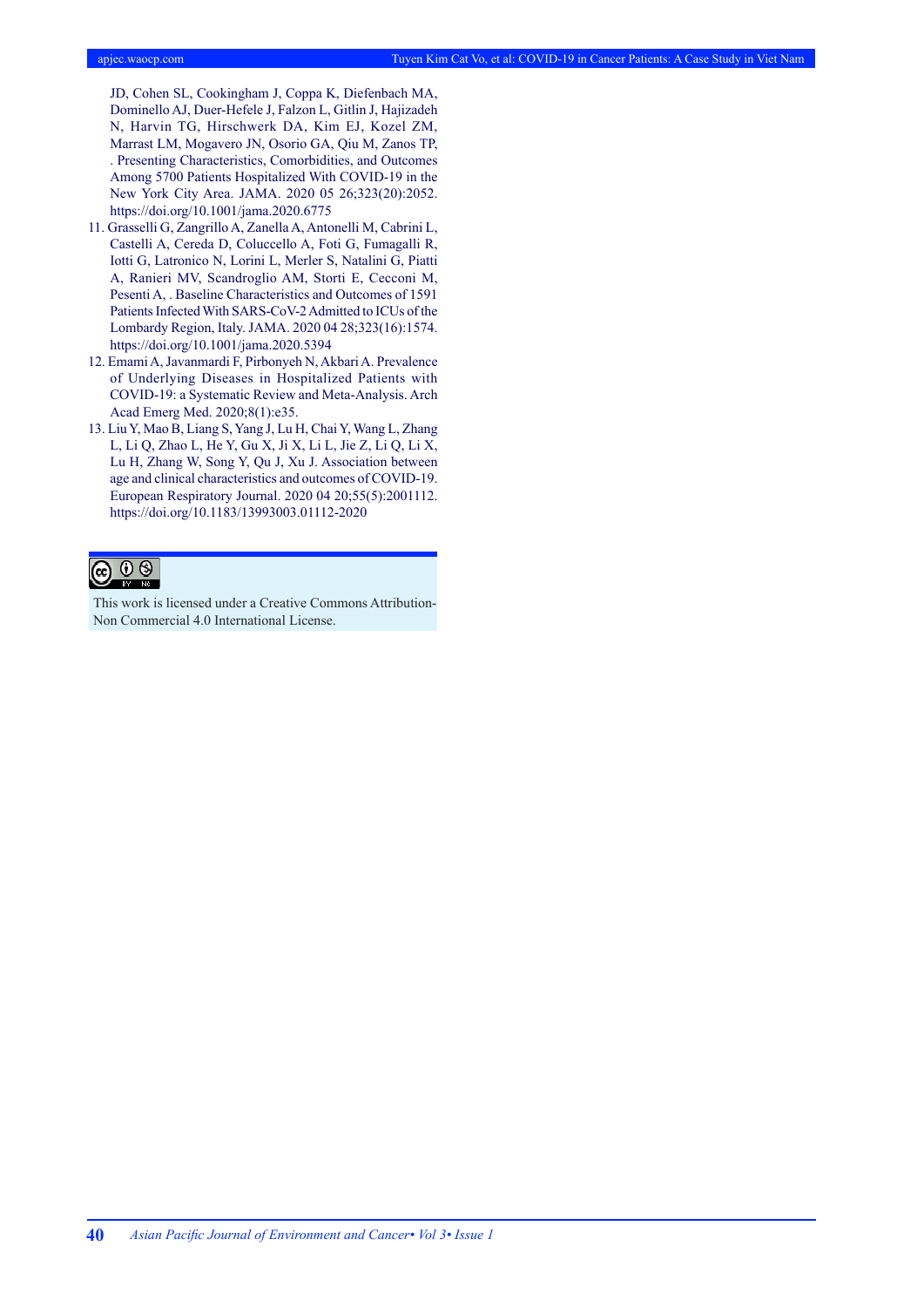JD, Cohen SL, Cookingham J, Coppa K, Diefenbach MA, Dominello AJ, Duer-Hefele J, Falzon L, Gitlin J, Hajizadeh N, Harvin TG, Hirschwerk DA, Kim EJ, Kozel ZM, Marrast LM, Mogavero JN, Osorio GA, Qiu M, Zanos TP, . Presenting Characteristics, Comorbidities, and Outcomes Among 5700 Patients Hospitalized With COVID-19 in the New York City Area. JAMA. 2020 05 26;323(20):2052. https://doi.org/10.1001/jama.2020.6775

11. Grasselli G, Zangrillo A, Zanella A, Antonelli M, Cabrini L, Castelli A, Cereda D, Coluccello A, Foti G, Fumagalli R, Iotti G, Latronico N, Lorini L, Merler S, Natalini G, Piatti A, Ranieri MV, Scandroglio AM, Storti E, Cecconi M, Pesenti A, . Baseline Characteristics and Outcomes of 1591 Patients Infected With SARS-CoV-2 Admitted to ICUs of the Lombardy Region, Italy. JAMA. 2020 04 28;323(16):1574. https://doi.org/10.1001/jama.2020.5394
12. Emami A, Javanmardi F, Pirbonyeh N, Akbari A. Prevalence of Underlying Diseases in Hospitalized Patients with COVID-19: a Systematic Review and Meta-Analysis. Arch Acad Emerg Med. 2020;8(1):e35.
13. Liu Y, Mao B, Liang S, Yang J, Lu H, Chai Y, Wang L, Zhang L, Li Q, Zhao L, He Y, Gu X, Ji X, Li L, Jie Z, Li Q, Li X, Lu H, Zhang W, Song Y, Qu J, Xu J. Association between age and clinical characteristics and outcomes of COVID-19. European Respiratory Journal. 2020 04 20;55(5):2001112. https://doi.org/10.1183/13993003.01112-2020

This work is licensed under a Creative Commons Attribution-Non Commercial 4.0 International License.